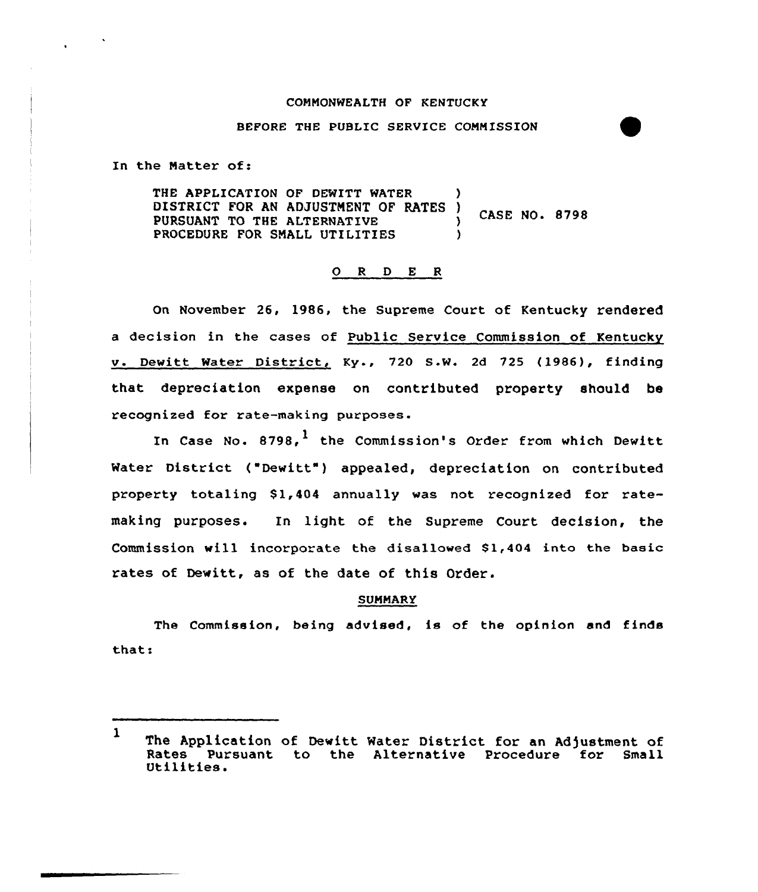COMMONWEALTH OF KENTUCKY

BEFORE THE PUBLIC SERVICE COMMISSION

In the Matter of:

THE APPLICATION OF DEWITT WATER )
DISTRICT FOR AN ADJUSTMENT OF RATES ) CASE NO. 8798
PURSUANT TO THE ALTERNATIVE )
PROCEDURE FOR SMALL UTILITIES )

## O R D E R

On November 26, 1986, the Supreme Court of Kentucky rendered a decision in the cases of Public Service Commission of Kentucky v. Dewitt Water District, Ky., 720 S.W. 2d 725 (1986), finding that depreciation expense on contributed property should be recognized for rate-making purposes.

In Case No. 8798,[1] the Commission's Order from which Dewitt Water District ("Dewitt") appealed, depreciation on contributed property totaling $1,404 annually was not recognized for rate-making purposes. In light of the Supreme Court decision, the Commission will incorporate the disallowed $1,404 into the basic rates of Dewitt, as of the date of this Order.

### SUMMARY

The Commission, being advised, is of the opinion and finds that:

---

[1] The Application of Dewitt Water District for an Adjustment of Rates Pursuant to the Alternative Procedure for Small Utilities.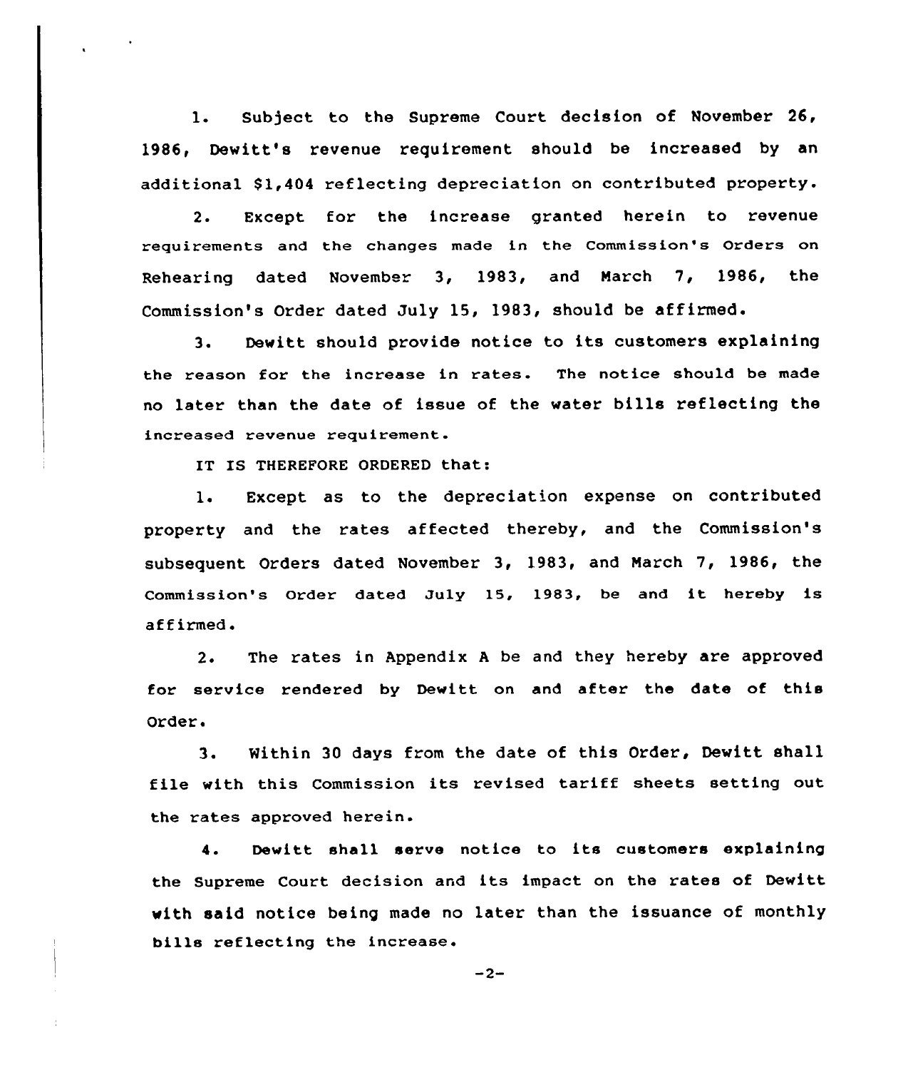1. Subject to the Supreme Court decision of November 26, 1986, Dewitt's revenue requirement should be increased by an additional $1,404 reflecting depreciation on contributed property.

2. Except for the increase granted herein to revenue requirements and the changes made in the Commission's Orders on Rehearing dated November 3, 1983, and March 7, 1986, the Commission's Order dated July 15, 1983, should be affirmed.

3. Dewitt should provide notice to its customers explaining the reason for the increase in rates. The notice should be made no later than the date of issue of the water bills reflecting the increased revenue requirement.

IT IS THEREFORE ORDERED that:

1. Except as to the depreciation expense on contributed property and the rates affected thereby, and the Commission's subsequent Orders dated November 3, 1983, and March 7, 1986, the Commission's Order dated July 15, 1983, be and it hereby is affirmed.

2. The rates in Appendix A be and they hereby are approved for service rendered by Dewitt on and after the date of this Order.

3. Within 30 days from the date of this Order, Dewitt shall file with this Commission its revised tariff sheets setting out the rates approved herein.

4. Dewitt shall serve notice to its customers explaining the Supreme Court decision and its impact on the rates of Dewitt with said notice being made no later than the issuance of monthly bills reflecting the increase.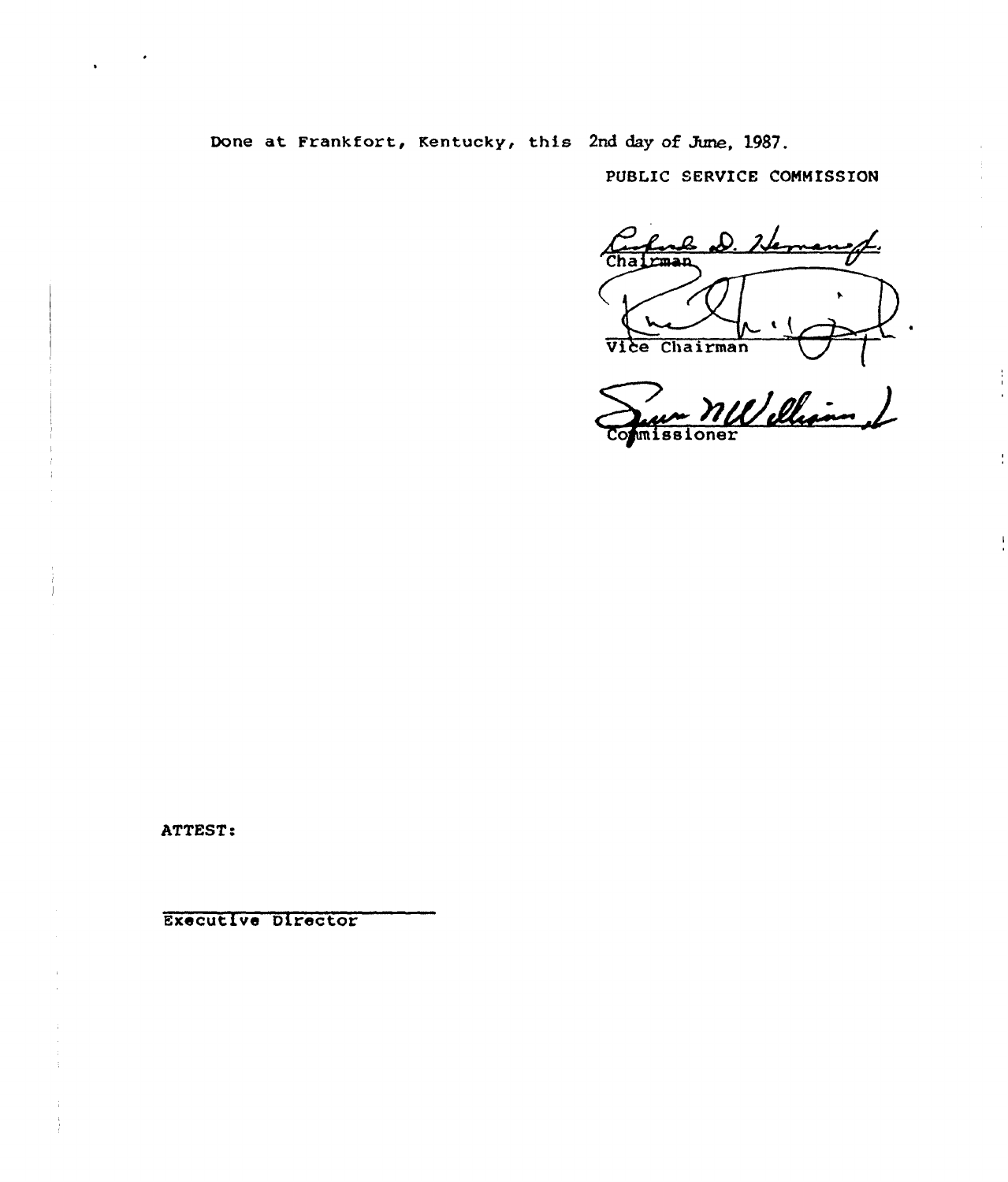Done at Frankfort, Kentucky, this 2nd day of June, 1987.

PUBLIC SERVICE COMMISSION

Chairman

Vice Chairman

Commissioner

ATTEST:

Executive Director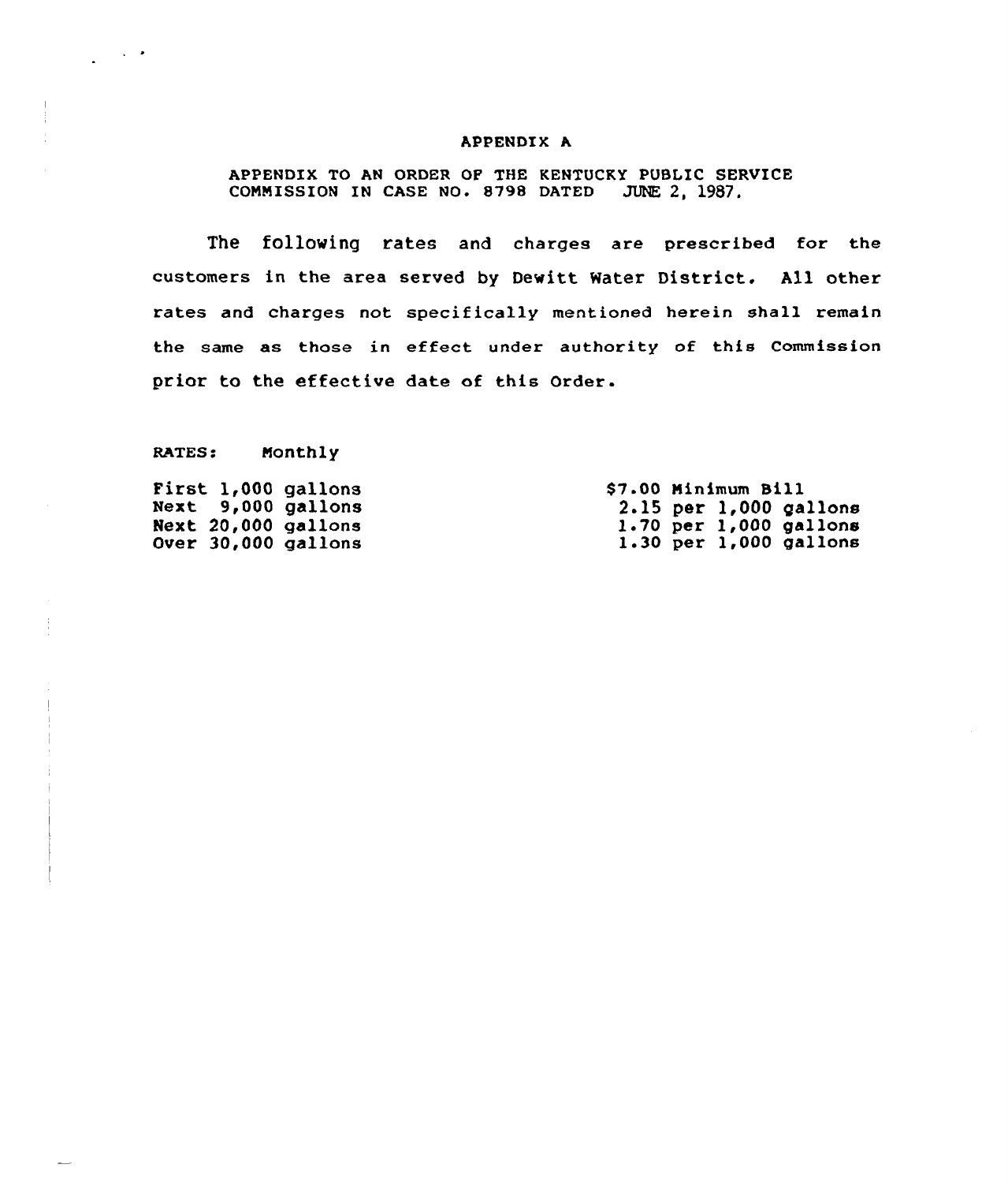# APPENDIX A

APPENDIX TO AN ORDER OF THE KENTUCKY PUBLIC SERVICE COMMISSION IN CASE NO. 8798 DATED JUNE 2, 1987.

The following rates and charges are prescribed for the customers in the area served by Dewitt Water District. All other rates and charges not specifically mentioned herein shall remain the same as those in effect under authority of this Commission prior to the effective date of this Order.

RATES: Monthly

| | |
|---|---|
| First 1,000 gallons | $7.00 Minimum Bill |
| Next 9,000 gallons | 2.15 per 1,000 gallons |
| Next 20,000 gallons | 1.70 per 1,000 gallons |
| Over 30,000 gallons | 1.30 per 1,000 gallons |